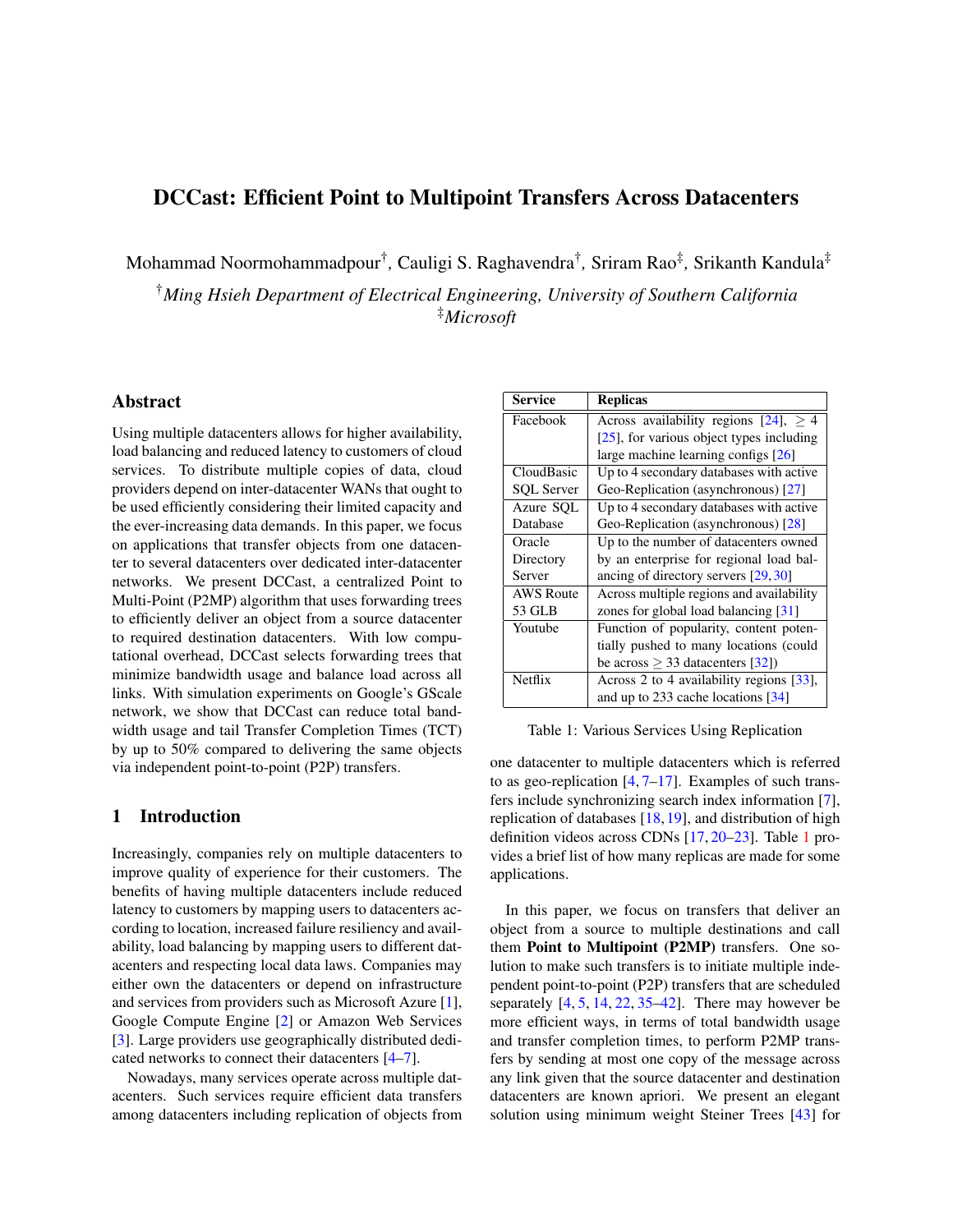# DCCast: Efficient Point to Multipoint Transfers Across Datacenters

Mohammad Noormohammadpour[†], Cauligi S. Raghavendra[†], Sriram Rao[‡], Srikanth Kandula[‡]

[†]*Ming Hsieh Department of Electrical Engineering, University of Southern California*
[‡]*Microsoft*

## Abstract

Using multiple datacenters allows for higher availability, load balancing and reduced latency to customers of cloud services. To distribute multiple copies of data, cloud providers depend on inter-datacenter WANs that ought to be used efficiently considering their limited capacity and the ever-increasing data demands. In this paper, we focus on applications that transfer objects from one datacenter to several datacenters over dedicated inter-datacenter networks. We present DCCast, a centralized Point to Multi-Point (P2MP) algorithm that uses forwarding trees to efficiently deliver an object from a source datacenter to required destination datacenters. With low computational overhead, DCCast selects forwarding trees that minimize bandwidth usage and balance load across all links. With simulation experiments on Google's GScale network, we show that DCCast can reduce total bandwidth usage and tail Transfer Completion Times (TCT) by up to 50% compared to delivering the same objects via independent point-to-point (P2P) transfers.

## 1 Introduction

Increasingly, companies rely on multiple datacenters to improve quality of experience for their customers. The benefits of having multiple datacenters include reduced latency to customers by mapping users to datacenters according to location, increased failure resiliency and availability, load balancing by mapping users to different datacenters and respecting local data laws. Companies may either own the datacenters or depend on infrastructure and services from providers such as Microsoft Azure [1], Google Compute Engine [2] or Amazon Web Services [3]. Large providers use geographically distributed dedicated networks to connect their datacenters [4–7].

Nowadays, many services operate across multiple datacenters. Such services require efficient data transfers among datacenters including replication of objects from one datacenter to multiple datacenters which is referred to as geo-replication [4, 7–17]. Examples of such transfers include synchronizing search index information [7], replication of databases [18, 19], and distribution of high definition videos across CDNs [17, 20–23]. Table 1 provides a brief list of how many replicas are made for some applications.

| Service | Replicas |
|---|---|
| Facebook | Across availability regions [24], $\geq 4$ [25], for various object types including large machine learning configs [26] |
| CloudBasic SQL Server | Up to 4 secondary databases with active Geo-Replication (asynchronous) [27] |
| Azure SQL Database | Up to 4 secondary databases with active Geo-Replication (asynchronous) [28] |
| Oracle Directory Server | Up to the number of datacenters owned by an enterprise for regional load balancing of directory servers [29, 30] |
| AWS Route 53 GLB | Across multiple regions and availability zones for global load balancing [31] |
| Youtube | Function of popularity, content potentially pushed to many locations (could be across $\geq 33$ datacenters [32]) |
| Netflix | Across 2 to 4 availability regions [33], and up to 233 cache locations [34] |

Table 1: Various Services Using Replication

In this paper, we focus on transfers that deliver an object from a source to multiple destinations and call them **Point to Multipoint (P2MP)** transfers. One solution to make such transfers is to initiate multiple independent point-to-point (P2P) transfers that are scheduled separately [4, 5, 14, 22, 35–42]. There may however be more efficient ways, in terms of total bandwidth usage and transfer completion times, to perform P2MP transfers by sending at most one copy of the message across any link given that the source datacenter and destination datacenters are known apriori. We present an elegant solution using minimum weight Steiner Trees [43] for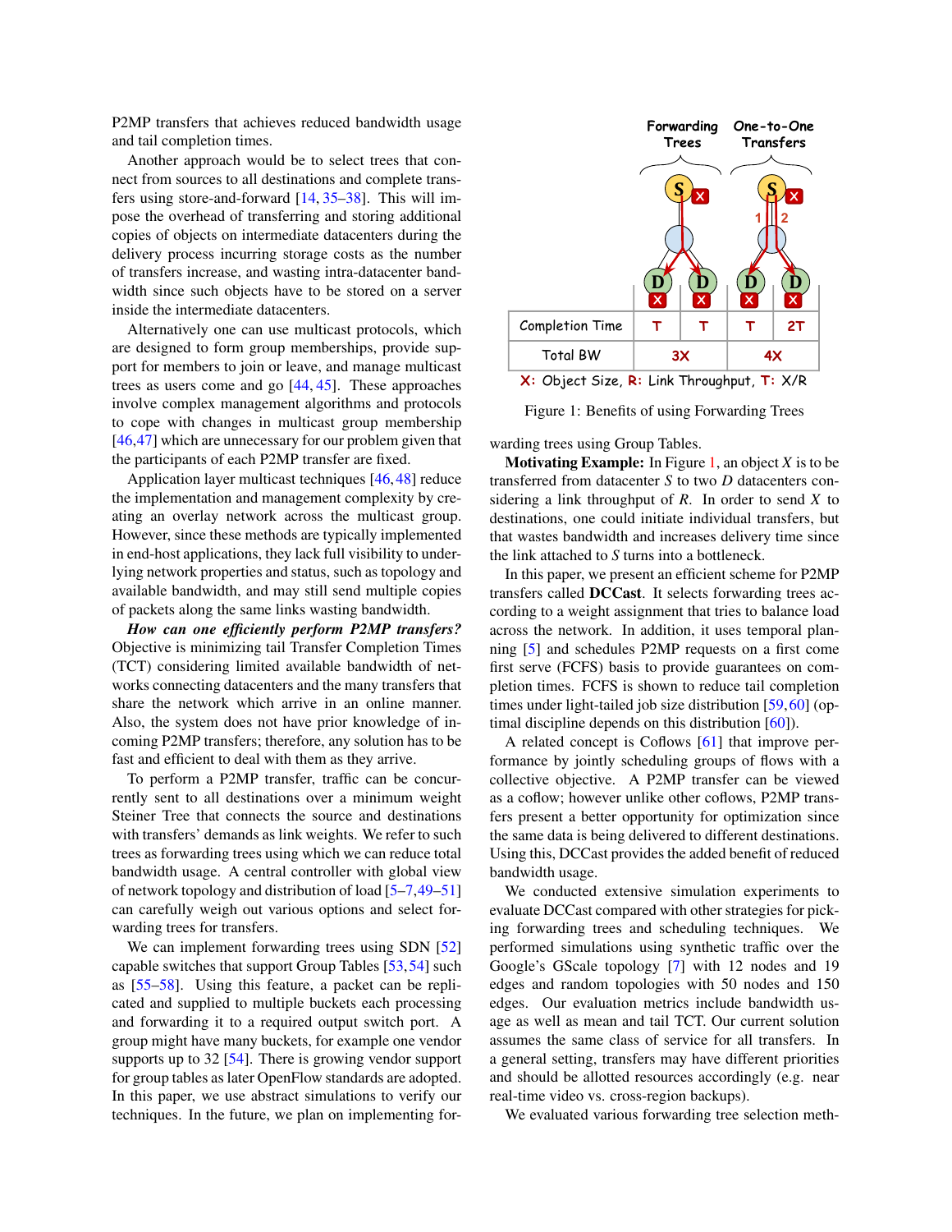P2MP transfers that achieves reduced bandwidth usage and tail completion times.

Another approach would be to select trees that connect from sources to all destinations and complete transfers using store-and-forward [14, 35–38]. This will impose the overhead of transferring and storing additional copies of objects on intermediate datacenters during the delivery process incurring storage costs as the number of transfers increase, and wasting intra-datacenter bandwidth since such objects have to be stored on a server inside the intermediate datacenters.

Alternatively one can use multicast protocols, which are designed to form group memberships, provide support for members to join or leave, and manage multicast trees as users come and go [44, 45]. These approaches involve complex management algorithms and protocols to cope with changes in multicast group membership [46,47] which are unnecessary for our problem given that the participants of each P2MP transfer are fixed.

Application layer multicast techniques [46, 48] reduce the implementation and management complexity by creating an overlay network across the multicast group. However, since these methods are typically implemented in end-host applications, they lack full visibility to underlying network properties and status, such as topology and available bandwidth, and may still send multiple copies of packets along the same links wasting bandwidth.

***How can one efficiently perform P2MP transfers?*** Objective is minimizing tail Transfer Completion Times (TCT) considering limited available bandwidth of networks connecting datacenters and the many transfers that share the network which arrive in an online manner. Also, the system does not have prior knowledge of incoming P2MP transfers; therefore, any solution has to be fast and efficient to deal with them as they arrive.

To perform a P2MP transfer, traffic can be concurrently sent to all destinations over a minimum weight Steiner Tree that connects the source and destinations with transfers' demands as link weights. We refer to such trees as forwarding trees using which we can reduce total bandwidth usage. A central controller with global view of network topology and distribution of load [5–7,49–51] can carefully weigh out various options and select forwarding trees for transfers.

We can implement forwarding trees using SDN [52] capable switches that support Group Tables [53, 54] such as [55–58]. Using this feature, a packet can be replicated and supplied to multiple buckets each processing and forwarding it to a required output switch port. A group might have many buckets, for example one vendor supports up to 32 [54]. There is growing vendor support for group tables as later OpenFlow standards are adopted. In this paper, we use abstract simulations to verify our techniques. In the future, we plan on implementing forwarding trees using Group Tables.

| | Forwarding Trees | | One-to-One Transfers | |
|---|---|---|---|---|
| Completion Time | T | T | T | 2T |
| Total BW | 3X | | 4X | |

X: Object Size, R: Link Throughput, T: X/R

Figure 1: Benefits of using Forwarding Trees

**Motivating Example:** In Figure 1, an object $X$ is to be transferred from datacenter $S$ to two $D$ datacenters considering a link throughput of $R$. In order to send $X$ to destinations, one could initiate individual transfers, but that wastes bandwidth and increases delivery time since the link attached to $S$ turns into a bottleneck.

In this paper, we present an efficient scheme for P2MP transfers called **DCCast**. It selects forwarding trees according to a weight assignment that tries to balance load across the network. In addition, it uses temporal planning [5] and schedules P2MP requests on a first come first serve (FCFS) basis to provide guarantees on completion times. FCFS is shown to reduce tail completion times under light-tailed job size distribution [59, 60] (optimal discipline depends on this distribution [60]).

A related concept is Coflows [61] that improve performance by jointly scheduling groups of flows with a collective objective. A P2MP transfer can be viewed as a coflow; however unlike other coflows, P2MP transfers present a better opportunity for optimization since the same data is being delivered to different destinations. Using this, DCCast provides the added benefit of reduced bandwidth usage.

We conducted extensive simulation experiments to evaluate DCCast compared with other strategies for picking forwarding trees and scheduling techniques. We performed simulations using synthetic traffic over the Google's GScale topology [7] with 12 nodes and 19 edges and random topologies with 50 nodes and 150 edges. Our evaluation metrics include bandwidth usage as well as mean and tail TCT. Our current solution assumes the same class of service for all transfers. In a general setting, transfers may have different priorities and should be allotted resources accordingly (e.g. near real-time video vs. cross-region backups).

We evaluated various forwarding tree selection meth-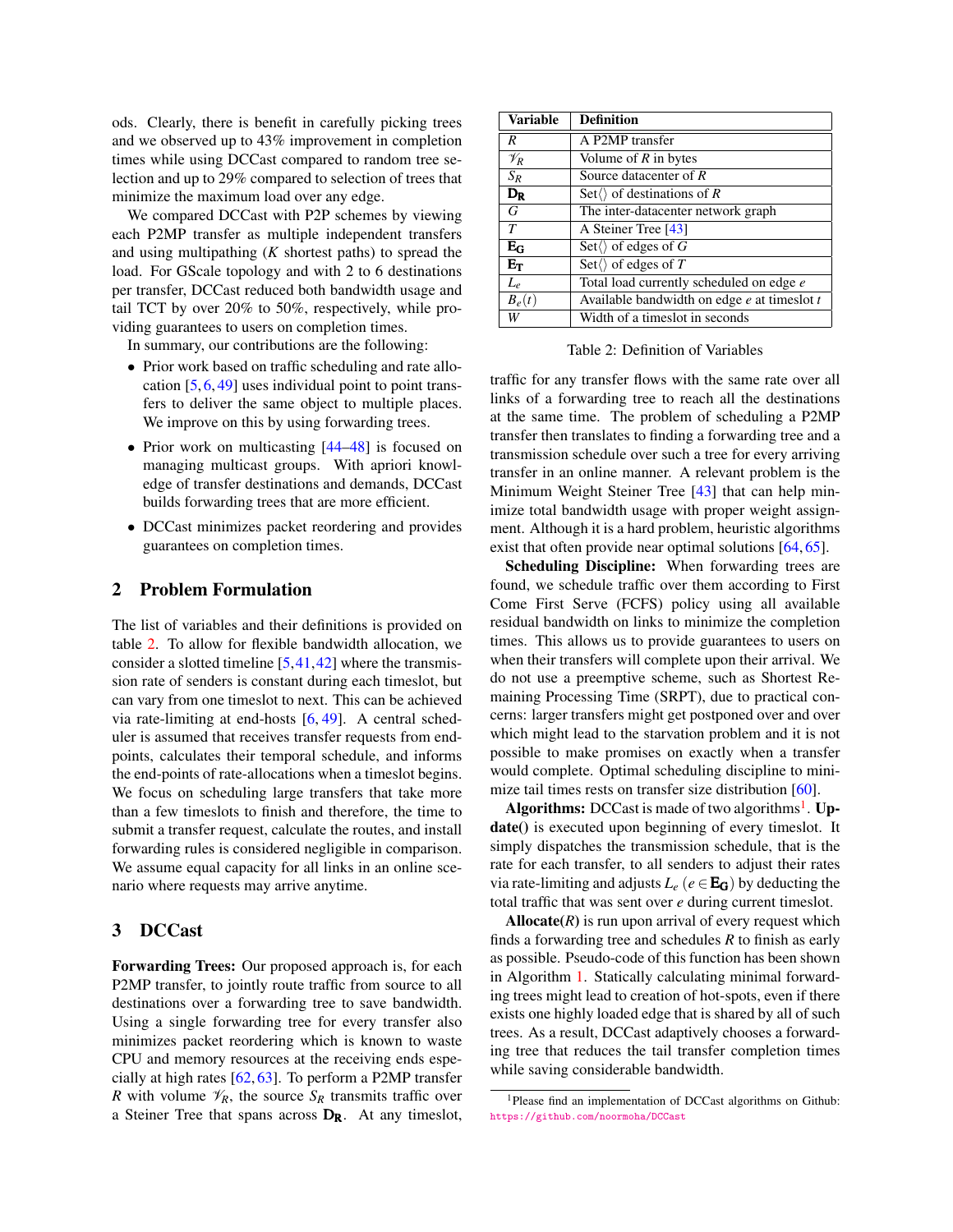ods. Clearly, there is benefit in carefully picking trees and we observed up to 43% improvement in completion times while using DCCast compared to random tree selection and up to 29% compared to selection of trees that minimize the maximum load over any edge.

We compared DCCast with P2P schemes by viewing each P2MP transfer as multiple independent transfers and using multipathing ($K$ shortest paths) to spread the load. For GScale topology and with 2 to 6 destinations per transfer, DCCast reduced both bandwidth usage and tail TCT by over 20% to 50%, respectively, while providing guarantees to users on completion times.

In summary, our contributions are the following:

- Prior work based on traffic scheduling and rate allocation [5, 6, 49] uses individual point to point transfers to deliver the same object to multiple places. We improve on this by using forwarding trees.
- Prior work on multicasting [44–48] is focused on managing multicast groups. With apriori knowledge of transfer destinations and demands, DCCast builds forwarding trees that are more efficient.
- DCCast minimizes packet reordering and provides guarantees on completion times.

## 2 Problem Formulation

The list of variables and their definitions is provided on table 2. To allow for flexible bandwidth allocation, we consider a slotted timeline [5, 41, 42] where the transmission rate of senders is constant during each timeslot, but can vary from one timeslot to next. This can be achieved via rate-limiting at end-hosts [6, 49]. A central scheduler is assumed that receives transfer requests from end-points, calculates their temporal schedule, and informs the end-points of rate-allocations when a timeslot begins. We focus on scheduling large transfers that take more than a few timeslots to finish and therefore, the time to submit a transfer request, calculate the routes, and install forwarding rules is considered negligible in comparison. We assume equal capacity for all links in an online scenario where requests may arrive anytime.

## 3 DCCast

**Forwarding Trees:** Our proposed approach is, for each P2MP transfer, to jointly route traffic from source to all destinations over a forwarding tree to save bandwidth. Using a single forwarding tree for every transfer also minimizes packet reordering which is known to waste CPU and memory resources at the receiving ends especially at high rates [62, 63]. To perform a P2MP transfer $R$ with volume $\mathscr{V}_R$, the source $S_R$ transmits traffic over a Steiner Tree that spans across $\mathbf{D_R}$. At any timeslot,

| Variable | Definition |
|---|---|
| $R$ | A P2MP transfer |
| $\mathscr{V}_R$ | Volume of $R$ in bytes |
| $S_R$ | Source datacenter of $R$ |
| $\mathbf{D_R}$ | Set$\langle\rangle$ of destinations of $R$ |
| $G$ | The inter-datacenter network graph |
| $T$ | A Steiner Tree [43] |
| $\mathbf{E_G}$ | Set$\langle\rangle$ of edges of $G$ |
| $\mathbf{E_T}$ | Set$\langle\rangle$ of edges of $T$ |
| $L_e$ | Total load currently scheduled on edge $e$ |
| $B_e(t)$ | Available bandwidth on edge $e$ at timeslot $t$ |
| $W$ | Width of a timeslot in seconds |

Table 2: Definition of Variables

traffic for any transfer flows with the same rate over all links of a forwarding tree to reach all the destinations at the same time. The problem of scheduling a P2MP transfer then translates to finding a forwarding tree and a transmission schedule over such a tree for every arriving transfer in an online manner. A relevant problem is the Minimum Weight Steiner Tree [43] that can help minimize total bandwidth usage with proper weight assignment. Although it is a hard problem, heuristic algorithms exist that often provide near optimal solutions [64, 65].

**Scheduling Discipline:** When forwarding trees are found, we schedule traffic over them according to First Come First Serve (FCFS) policy using all available residual bandwidth on links to minimize the completion times. This allows us to provide guarantees to users on when their transfers will complete upon their arrival. We do not use a preemptive scheme, such as Shortest Remaining Processing Time (SRPT), due to practical concerns: larger transfers might get postponed over and over which might lead to the starvation problem and it is not possible to make promises on exactly when a transfer would complete. Optimal scheduling discipline to minimize tail times rests on transfer size distribution [60].

**Algorithms:** DCCast is made of two algorithms[1]. **Update()** is executed upon beginning of every timeslot. It simply dispatches the transmission schedule, that is the rate for each transfer, to all senders to adjust their rates via rate-limiting and adjusts $L_e$ ($e \in \mathbf{E_G}$) by deducting the total traffic that was sent over $e$ during current timeslot.

**Allocate($R$)** is run upon arrival of every request which finds a forwarding tree and schedules $R$ to finish as early as possible. Pseudo-code of this function has been shown in Algorithm 1. Statically calculating minimal forwarding trees might lead to creation of hot-spots, even if there exists one highly loaded edge that is shared by all of such trees. As a result, DCCast adaptively chooses a forwarding tree that reduces the tail transfer completion times while saving considerable bandwidth.

[1] Please find an implementation of DCCast algorithms on Github: https://github.com/noormoha/DCCast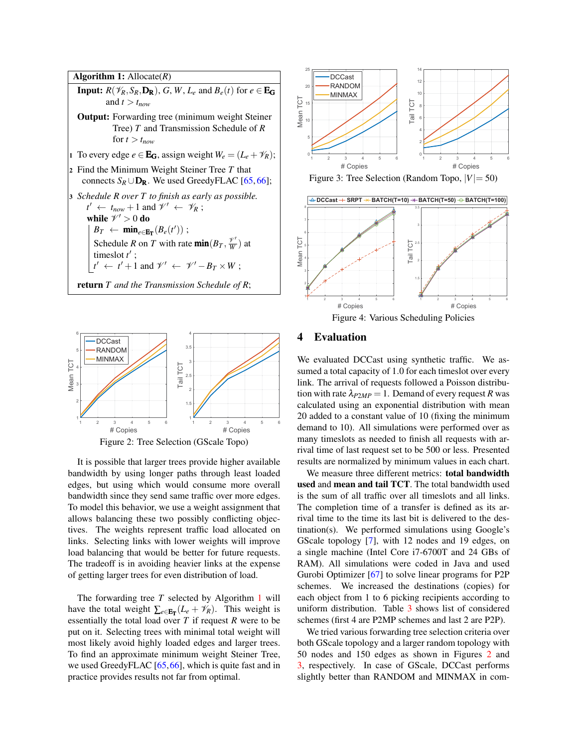**Algorithm 1:** Allocate($R$)

**Input:** $R(\mathscr{V}_R, S_R, \mathbf{D_R})$, $G$, $W$, $L_e$ and $B_e(t)$ for $e \in \mathbf{E_G}$ and $t > t_{now}$

**Output:** Forwarding tree (minimum weight Steiner Tree) $T$ and Transmission Schedule of $R$ for $t > t_{now}$

1. To every edge $e \in \mathbf{E_G}$, assign weight $W_e = (L_e + \mathscr{V}_R)$;
2. Find the Minimum Weight Steiner Tree $T$ that connects $S_R \cup \mathbf{D_R}$. We used GreedyFLAC [65, 66];
3. *Schedule $R$ over $T$ to finish as early as possible.*
   - $t' \leftarrow t_{now} + 1$ and $\mathscr{V}' \leftarrow \mathscr{V}_R$ ;
   - **while** $\mathscr{V}' > 0$ **do**
     - $B_T \leftarrow \mathbf{min}_{e \in \mathbf{E_T}}(B_e(t'))$ ;
     - Schedule $R$ on $T$ with rate $\mathbf{min}(B_T, \frac{\mathscr{V}'}{W})$ at timeslot $t'$ ;
     - $t' \leftarrow t' + 1$ and $\mathscr{V}' \leftarrow \mathscr{V}' - B_T \times W$ ;

**return** $T$ *and the Transmission Schedule of* $R$;

Figure 2: Tree Selection (GScale Topo)

It is possible that larger trees provide higher available bandwidth by using longer paths through least loaded edges, but using which would consume more overall bandwidth since they send same traffic over more edges. To model this behavior, we use a weight assignment that allows balancing these two possibly conflicting objectives. The weights represent traffic load allocated on links. Selecting links with lower weights will improve load balancing that would be better for future requests. The tradeoff is in avoiding heavier links at the expense of getting larger trees for even distribution of load.

The forwarding tree $T$ selected by Algorithm 1 will have the total weight $\sum_{e \in \mathbf{E_T}}(L_e + \mathscr{V}_R)$. This weight is essentially the total load over $T$ if request $R$ were to be put on it. Selecting trees with minimal total weight will most likely avoid highly loaded edges and larger trees. To find an approximate minimum weight Steiner Tree, we used GreedyFLAC [65, 66], which is quite fast and in practice provides results not far from optimal.

Figure 3: Tree Selection (Random Topo, $|V| = 50$)

Figure 4: Various Scheduling Policies

## 4 Evaluation

We evaluated DCCast using synthetic traffic. We assumed a total capacity of 1.0 for each timeslot over every link. The arrival of requests followed a Poisson distribution with rate $\lambda_{P2MP} = 1$. Demand of every request $R$ was calculated using an exponential distribution with mean 20 added to a constant value of 10 (fixing the minimum demand to 10). All simulations were performed over as many timeslots as needed to finish all requests with arrival time of last request set to be 500 or less. Presented results are normalized by minimum values in each chart.

We measure three different metrics: **total bandwidth used** and **mean and tail TCT**. The total bandwidth used is the sum of all traffic over all timeslots and all links. The completion time of a transfer is defined as its arrival time to the time its last bit is delivered to the destination(s). We performed simulations using Google's GScale topology [7], with 12 nodes and 19 edges, on a single machine (Intel Core i7-6700T and 24 GBs of RAM). All simulations were coded in Java and used Gurobi Optimizer [67] to solve linear programs for P2P schemes. We increased the destinations (copies) for each object from 1 to 6 picking recipients according to uniform distribution. Table 3 shows list of considered schemes (first 4 are P2MP schemes and last 2 are P2P).

We tried various forwarding tree selection criteria over both GScale topology and a larger random topology with 50 nodes and 150 edges as shown in Figures 2 and 3, respectively. In case of GScale, DCCast performs slightly better than RANDOM and MINMAX in com-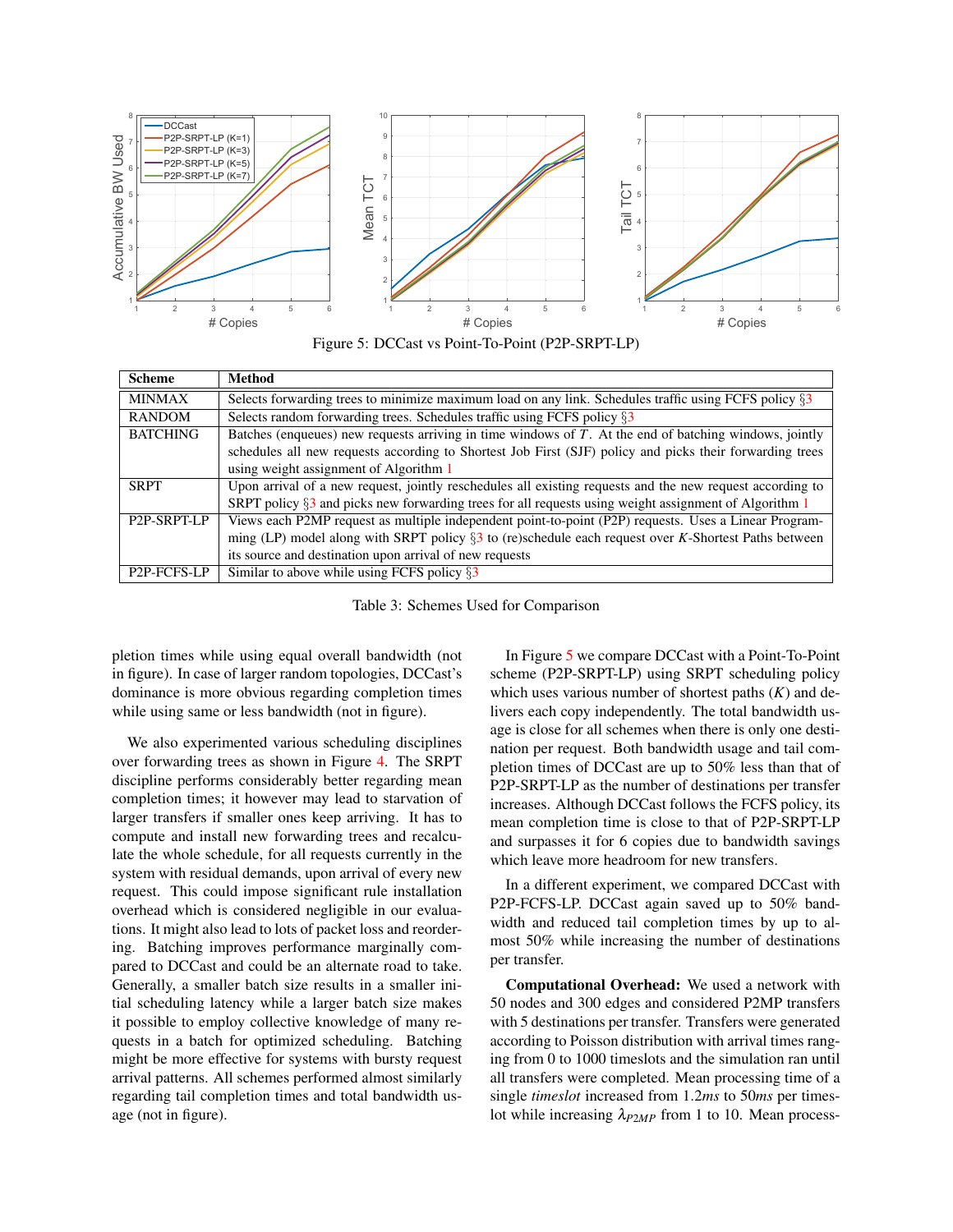Figure 5: DCCast vs Point-To-Point (P2P-SRPT-LP)

| Scheme | Method |
|---|---|
| MINMAX | Selects forwarding trees to minimize maximum load on any link. Schedules traffic using FCFS policy §3 |
| RANDOM | Selects random forwarding trees. Schedules traffic using FCFS policy §3 |
| BATCHING | Batches (enqueues) new requests arriving in time windows of $T$. At the end of batching windows, jointly schedules all new requests according to Shortest Job First (SJF) policy and picks their forwarding trees using weight assignment of Algorithm 1 |
| SRPT | Upon arrival of a new request, jointly reschedules all existing requests and the new request according to SRPT policy §3 and picks new forwarding trees for all requests using weight assignment of Algorithm 1 |
| P2P-SRPT-LP | Views each P2MP request as multiple independent point-to-point (P2P) requests. Uses a Linear Programming (LP) model along with SRPT policy §3 to (re)schedule each request over $K$-Shortest Paths between its source and destination upon arrival of new requests |
| P2P-FCFS-LP | Similar to above while using FCFS policy §3 |

Table 3: Schemes Used for Comparison

pletion times while using equal overall bandwidth (not in figure). In case of larger random topologies, DCCast's dominance is more obvious regarding completion times while using same or less bandwidth (not in figure).

We also experimented various scheduling disciplines over forwarding trees as shown in Figure 4. The SRPT discipline performs considerably better regarding mean completion times; it however may lead to starvation of larger transfers if smaller ones keep arriving. It has to compute and install new forwarding trees and recalculate the whole schedule, for all requests currently in the system with residual demands, upon arrival of every new request. This could impose significant rule installation overhead which is considered negligible in our evaluations. It might also lead to lots of packet loss and reordering. Batching improves performance marginally compared to DCCast and could be an alternate road to take. Generally, a smaller batch size results in a smaller initial scheduling latency while a larger batch size makes it possible to employ collective knowledge of many requests in a batch for optimized scheduling. Batching might be more effective for systems with bursty request arrival patterns. All schemes performed almost similarly regarding tail completion times and total bandwidth usage (not in figure).

In Figure 5 we compare DCCast with a Point-To-Point scheme (P2P-SRPT-LP) using SRPT scheduling policy which uses various number of shortest paths ($K$) and delivers each copy independently. The total bandwidth usage is close for all schemes when there is only one destination per request. Both bandwidth usage and tail completion times of DCCast are up to 50% less than that of P2P-SRPT-LP as the number of destinations per transfer increases. Although DCCast follows the FCFS policy, its mean completion time is close to that of P2P-SRPT-LP and surpasses it for 6 copies due to bandwidth savings which leave more headroom for new transfers.

In a different experiment, we compared DCCast with P2P-FCFS-LP. DCCast again saved up to 50% bandwidth and reduced tail completion times by up to almost 50% while increasing the number of destinations per transfer.

**Computational Overhead:** We used a network with 50 nodes and 300 edges and considered P2MP transfers with 5 destinations per transfer. Transfers were generated according to Poisson distribution with arrival times ranging from 0 to 1000 timeslots and the simulation ran until all transfers were completed. Mean processing time of a single *timeslot* increased from $1.2ms$ to $50ms$ per timeslot while increasing $\lambda_{P2MP}$ from 1 to 10. Mean process-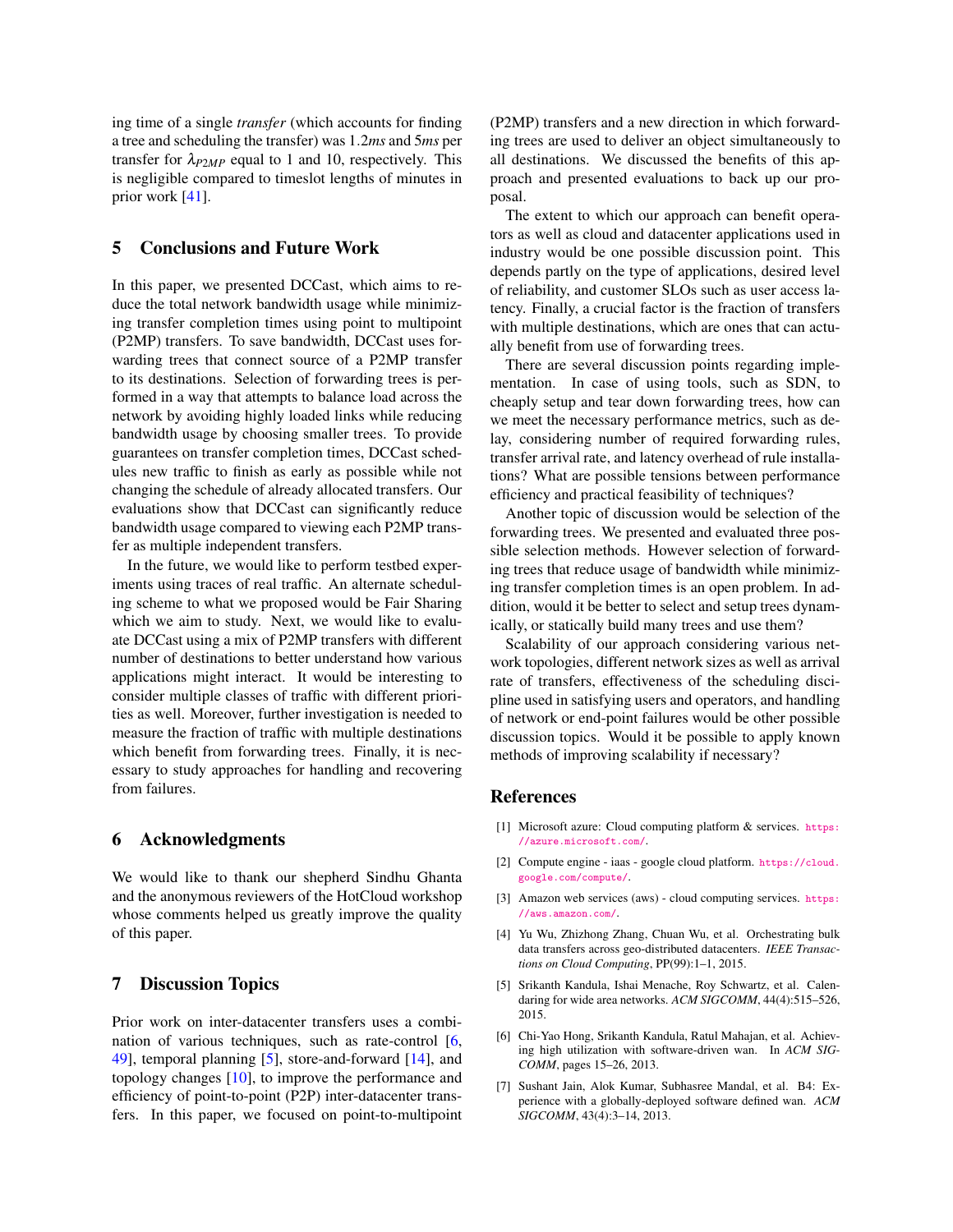ing time of a single *transfer* (which accounts for finding a tree and scheduling the transfer) was 1.2*ms* and 5*ms* per transfer for $\lambda_{P2MP}$ equal to 1 and 10, respectively. This is negligible compared to timeslot lengths of minutes in prior work [41].

## 5 Conclusions and Future Work

In this paper, we presented DCCast, which aims to reduce the total network bandwidth usage while minimizing transfer completion times using point to multipoint (P2MP) transfers. To save bandwidth, DCCast uses forwarding trees that connect source of a P2MP transfer to its destinations. Selection of forwarding trees is performed in a way that attempts to balance load across the network by avoiding highly loaded links while reducing bandwidth usage by choosing smaller trees. To provide guarantees on transfer completion times, DCCast schedules new traffic to finish as early as possible while not changing the schedule of already allocated transfers. Our evaluations show that DCCast can significantly reduce bandwidth usage compared to viewing each P2MP transfer as multiple independent transfers.

In the future, we would like to perform testbed experiments using traces of real traffic. An alternate scheduling scheme to what we proposed would be Fair Sharing which we aim to study. Next, we would like to evaluate DCCast using a mix of P2MP transfers with different number of destinations to better understand how various applications might interact. It would be interesting to consider multiple classes of traffic with different priorities as well. Moreover, further investigation is needed to measure the fraction of traffic with multiple destinations which benefit from forwarding trees. Finally, it is necessary to study approaches for handling and recovering from failures.

## 6 Acknowledgments

We would like to thank our shepherd Sindhu Ghanta and the anonymous reviewers of the HotCloud workshop whose comments helped us greatly improve the quality of this paper.

## 7 Discussion Topics

Prior work on inter-datacenter transfers uses a combination of various techniques, such as rate-control [6, 49], temporal planning [5], store-and-forward [14], and topology changes [10], to improve the performance and efficiency of point-to-point (P2P) inter-datacenter transfers. In this paper, we focused on point-to-multipoint (P2MP) transfers and a new direction in which forwarding trees are used to deliver an object simultaneously to all destinations. We discussed the benefits of this approach and presented evaluations to back up our proposal.

The extent to which our approach can benefit operators as well as cloud and datacenter applications used in industry would be one possible discussion point. This depends partly on the type of applications, desired level of reliability, and customer SLOs such as user access latency. Finally, a crucial factor is the fraction of transfers with multiple destinations, which are ones that can actually benefit from use of forwarding trees.

There are several discussion points regarding implementation. In case of using tools, such as SDN, to cheaply setup and tear down forwarding trees, how can we meet the necessary performance metrics, such as delay, considering number of required forwarding rules, transfer arrival rate, and latency overhead of rule installations? What are possible tensions between performance efficiency and practical feasibility of techniques?

Another topic of discussion would be selection of the forwarding trees. We presented and evaluated three possible selection methods. However selection of forwarding trees that reduce usage of bandwidth while minimizing transfer completion times is an open problem. In addition, would it be better to select and setup trees dynamically, or statically build many trees and use them?

Scalability of our approach considering various network topologies, different network sizes as well as arrival rate of transfers, effectiveness of the scheduling discipline used in satisfying users and operators, and handling of network or end-point failures would be other possible discussion topics. Would it be possible to apply known methods of improving scalability if necessary?

## References

[1] Microsoft azure: Cloud computing platform & services. https://azure.microsoft.com/.

[2] Compute engine - iaas - google cloud platform. https://cloud.google.com/compute/.

[3] Amazon web services (aws) - cloud computing services. https://aws.amazon.com/.

[4] Yu Wu, Zhizhong Zhang, Chuan Wu, et al. Orchestrating bulk data transfers across geo-distributed datacenters. *IEEE Transactions on Cloud Computing*, PP(99):1–1, 2015.

[5] Srikanth Kandula, Ishai Menache, Roy Schwartz, et al. Calendaring for wide area networks. *ACM SIGCOMM*, 44(4):515–526, 2015.

[6] Chi-Yao Hong, Srikanth Kandula, Ratul Mahajan, et al. Achieving high utilization with software-driven wan. In *ACM SIGCOMM*, pages 15–26, 2013.

[7] Sushant Jain, Alok Kumar, Subhasree Mandal, et al. B4: Experience with a globally-deployed software defined wan. *ACM SIGCOMM*, 43(4):3–14, 2013.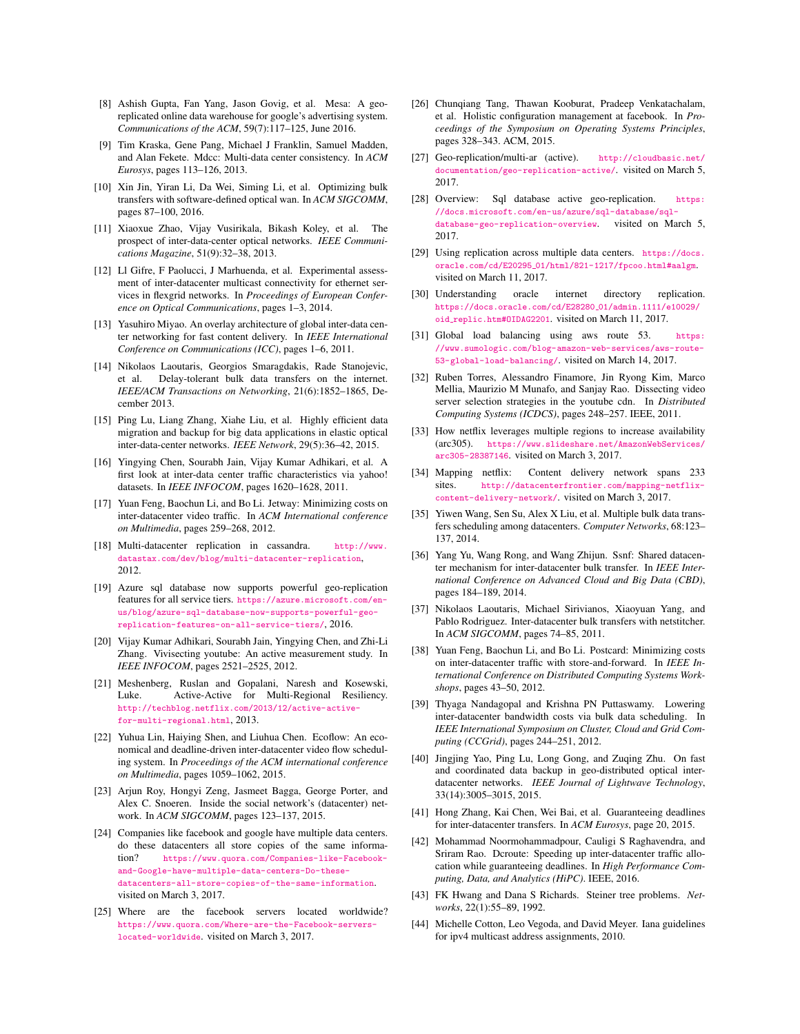[8] Ashish Gupta, Fan Yang, Jason Govig, et al. Mesa: A geo-replicated online data warehouse for google's advertising system. *Communications of the ACM*, 59(7):117–125, June 2016.

[9] Tim Kraska, Gene Pang, Michael J Franklin, Samuel Madden, and Alan Fekete. Mdcc: Multi-data center consistency. In *ACM Eurosys*, pages 113–126, 2013.

[10] Xin Jin, Yiran Li, Da Wei, Siming Li, et al. Optimizing bulk transfers with software-defined optical wan. In *ACM SIGCOMM*, pages 87–100, 2016.

[11] Xiaoxue Zhao, Vijay Vusirikala, Bikash Koley, et al. The prospect of inter-data-center optical networks. *IEEE Communications Magazine*, 51(9):32–38, 2013.

[12] Ll Gifre, F Paolucci, J Marhuenda, et al. Experimental assessment of inter-datacenter multicast connectivity for ethernet services in flexgrid networks. In *Proceedings of European Conference on Optical Communications*, pages 1–3, 2014.

[13] Yasuhiro Miyao. An overlay architecture of global inter-data center networking for fast content delivery. In *IEEE International Conference on Communications (ICC)*, pages 1–6, 2011.

[14] Nikolaos Laoutaris, Georgios Smaragdakis, Rade Stanojevic, et al. Delay-tolerant bulk data transfers on the internet. *IEEE/ACM Transactions on Networking*, 21(6):1852–1865, December 2013.

[15] Ping Lu, Liang Zhang, Xiahe Liu, et al. Highly efficient data migration and backup for big data applications in elastic optical inter-data-center networks. *IEEE Network*, 29(5):36–42, 2015.

[16] Yingying Chen, Sourabh Jain, Vijay Kumar Adhikari, et al. A first look at inter-data center traffic characteristics via yahoo! datasets. In *IEEE INFOCOM*, pages 1620–1628, 2011.

[17] Yuan Feng, Baochun Li, and Bo Li. Jetway: Minimizing costs on inter-datacenter video traffic. In *ACM International conference on Multimedia*, pages 259–268, 2012.

[18] Multi-datacenter replication in cassandra. http://www.datastax.com/dev/blog/multi-datacenter-replication, 2012.

[19] Azure sql database now supports powerful geo-replication features for all service tiers. https://azure.microsoft.com/en-us/blog/azure-sql-database-now-supports-powerful-geo-replication-features-on-all-service-tiers/, 2016.

[20] Vijay Kumar Adhikari, Sourabh Jain, Yingying Chen, and Zhi-Li Zhang. Vivisecting youtube: An active measurement study. In *IEEE INFOCOM*, pages 2521–2525, 2012.

[21] Meshenberg, Ruslan and Gopalani, Naresh and Kosewski, Luke. Active-Active for Multi-Regional Resiliency. http://techblog.netflix.com/2013/12/active-active-for-multi-regional.html, 2013.

[22] Yuhua Lin, Haiying Shen, and Liuhua Chen. Ecoflow: An economical and deadline-driven inter-datacenter video flow scheduling system. In *Proceedings of the ACM international conference on Multimedia*, pages 1059–1062, 2015.

[23] Arjun Roy, Hongyi Zeng, Jasmeet Bagga, George Porter, and Alex C. Snoeren. Inside the social network's (datacenter) network. In *ACM SIGCOMM*, pages 123–137, 2015.

[24] Companies like facebook and google have multiple data centers. do these datacenters all store copies of the same information? https://www.quora.com/Companies-like-Facebook-and-Google-have-multiple-data-centers-Do-these-datacenters-all-store-copies-of-the-same-information. visited on March 3, 2017.

[25] Where are the facebook servers located worldwide? https://www.quora.com/Where-are-the-Facebook-servers-located-worldwide. visited on March 3, 2017.

[26] Chunqiang Tang, Thawan Kooburat, Pradeep Venkatachalam, et al. Holistic configuration management at facebook. In *Proceedings of the Symposium on Operating Systems Principles*, pages 328–343. ACM, 2015.

[27] Geo-replication/multi-ar (active). http://cloudbasic.net/documentation/geo-replication-active/. visited on March 5, 2017.

[28] Overview: Sql database active geo-replication. https://docs.microsoft.com/en-us/azure/sql-database/sql-database-geo-replication-overview. visited on March 5, 2017.

[29] Using replication across multiple data centers. https://docs.oracle.com/cd/E20295_01/html/821-1217/fpcoo.html#aalgm. visited on March 11, 2017.

[30] Understanding oracle internet directory replication. https://docs.oracle.com/cd/E28280_01/admin.1111/e10029/oid_replic.htm#OIDAG2201. visited on March 11, 2017.

[31] Global load balancing using aws route 53. https://www.sumologic.com/blog-amazon-web-services/aws-route-53-global-load-balancing/. visited on March 14, 2017.

[32] Ruben Torres, Alessandro Finamore, Jin Ryong Kim, Marco Mellia, Maurizio M Munafo, and Sanjay Rao. Dissecting video server selection strategies in the youtube cdn. In *Distributed Computing Systems (ICDCS)*, pages 248–257. IEEE, 2011.

[33] How netflix leverages multiple regions to increase availability (arc305). https://www.slideshare.net/AmazonWebServices/arc305-28387146. visited on March 3, 2017.

[34] Mapping netflix: Content delivery network spans 233 sites. http://datacenterfrontier.com/mapping-netflix-content-delivery-network/. visited on March 3, 2017.

[35] Yiwen Wang, Sen Su, Alex X Liu, et al. Multiple bulk data transfers scheduling among datacenters. *Computer Networks*, 68:123–137, 2014.

[36] Yang Yu, Wang Rong, and Wang Zhijun. Ssnf: Shared datacenter mechanism for inter-datacenter bulk transfer. In *IEEE International Conference on Advanced Cloud and Big Data (CBD)*, pages 184–189, 2014.

[37] Nikolaos Laoutaris, Michael Sirivianos, Xiaoyuan Yang, and Pablo Rodriguez. Inter-datacenter bulk transfers with netstitcher. In *ACM SIGCOMM*, pages 74–85, 2011.

[38] Yuan Feng, Baochun Li, and Bo Li. Postcard: Minimizing costs on inter-datacenter traffic with store-and-forward. In *IEEE International Conference on Distributed Computing Systems Workshops*, pages 43–50, 2012.

[39] Thyaga Nandagopal and Krishna PN Puttaswamy. Lowering inter-datacenter bandwidth costs via bulk data scheduling. In *IEEE International Symposium on Cluster, Cloud and Grid Computing (CCGrid)*, pages 244–251, 2012.

[40] Jingjing Yao, Ping Lu, Long Gong, and Zuqing Zhu. On fast and coordinated data backup in geo-distributed optical inter-datacenter networks. *IEEE Journal of Lightwave Technology*, 33(14):3005–3015, 2015.

[41] Hong Zhang, Kai Chen, Wei Bai, et al. Guaranteeing deadlines for inter-datacenter transfers. In *ACM Eurosys*, page 20, 2015.

[42] Mohammad Noormohammadpour, Cauligi S Raghavendra, and Sriram Rao. Dcroute: Speeding up inter-datacenter traffic allocation while guaranteeing deadlines. In *High Performance Computing, Data, and Analytics (HiPC)*. IEEE, 2016.

[43] FK Hwang and Dana S Richards. Steiner tree problems. *Networks*, 22(1):55–89, 1992.

[44] Michelle Cotton, Leo Vegoda, and David Meyer. Iana guidelines for ipv4 multicast address assignments, 2010.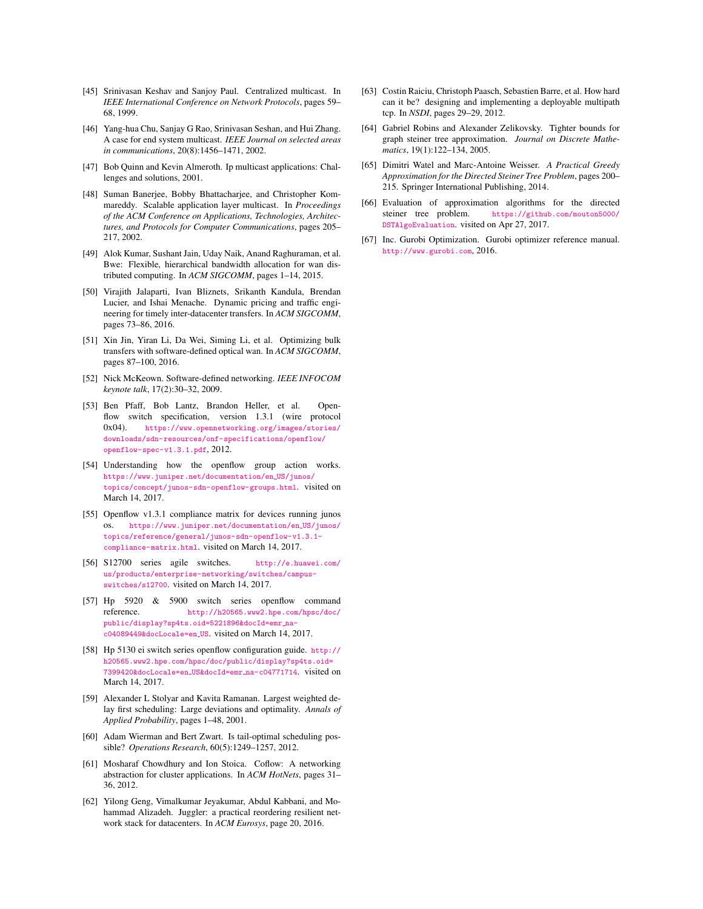[45] Srinivasan Keshav and Sanjoy Paul. Centralized multicast. In *IEEE International Conference on Network Protocols*, pages 59–68, 1999.

[46] Yang-hua Chu, Sanjay G Rao, Srinivasan Seshan, and Hui Zhang. A case for end system multicast. *IEEE Journal on selected areas in communications*, 20(8):1456–1471, 2002.

[47] Bob Quinn and Kevin Almeroth. Ip multicast applications: Challenges and solutions, 2001.

[48] Suman Banerjee, Bobby Bhattacharjee, and Christopher Kommareddy. Scalable application layer multicast. In *Proceedings of the ACM Conference on Applications, Technologies, Architectures, and Protocols for Computer Communications*, pages 205–217, 2002.

[49] Alok Kumar, Sushant Jain, Uday Naik, Anand Raghuraman, et al. Bwe: Flexible, hierarchical bandwidth allocation for wan distributed computing. In *ACM SIGCOMM*, pages 1–14, 2015.

[50] Virajith Jalaparti, Ivan Bliznets, Srikanth Kandula, Brendan Lucier, and Ishai Menache. Dynamic pricing and traffic engineering for timely inter-datacenter transfers. In *ACM SIGCOMM*, pages 73–86, 2016.

[51] Xin Jin, Yiran Li, Da Wei, Siming Li, et al. Optimizing bulk transfers with software-defined optical wan. In *ACM SIGCOMM*, pages 87–100, 2016.

[52] Nick McKeown. Software-defined networking. *IEEE INFOCOM keynote talk*, 17(2):30–32, 2009.

[53] Ben Pfaff, Bob Lantz, Brandon Heller, et al. Openflow switch specification, version 1.3.1 (wire protocol 0x04). https://www.opennetworking.org/images/stories/downloads/sdn-resources/onf-specifications/openflow/openflow-spec-v1.3.1.pdf, 2012.

[54] Understanding how the openflow group action works. https://www.juniper.net/documentation/en_US/junos/topics/concept/junos-sdn-openflow-groups.html. visited on March 14, 2017.

[55] Openflow v1.3.1 compliance matrix for devices running junos os. https://www.juniper.net/documentation/en_US/junos/topics/reference/general/junos-sdn-openflow-v1.3.1-compliance-matrix.html. visited on March 14, 2017.

[56] S12700 series agile switches. http://e.huawei.com/us/products/enterprise-networking/switches/campus-switches/s12700. visited on March 14, 2017.

[57] Hp 5920 & 5900 switch series openflow command reference. http://h20565.www2.hpe.com/hpsc/doc/public/display?sp4ts.oid=5221896&docId=emr_na-c04089449&docLocale=en_US. visited on March 14, 2017.

[58] Hp 5130 ei switch series openflow configuration guide. http://h20565.www2.hpe.com/hpsc/doc/public/display?sp4ts.oid=7399420&docLocale=en_US&docId=emr_na-c04771714. visited on March 14, 2017.

[59] Alexander L Stolyar and Kavita Ramanan. Largest weighted delay first scheduling: Large deviations and optimality. *Annals of Applied Probability*, pages 1–48, 2001.

[60] Adam Wierman and Bert Zwart. Is tail-optimal scheduling possible? *Operations Research*, 60(5):1249–1257, 2012.

[61] Mosharaf Chowdhury and Ion Stoica. Coflow: A networking abstraction for cluster applications. In *ACM HotNets*, pages 31–36, 2012.

[62] Yilong Geng, Vimalkumar Jeyakumar, Abdul Kabbani, and Mohammad Alizadeh. Juggler: a practical reordering resilient network stack for datacenters. In *ACM Eurosys*, page 20, 2016.

[63] Costin Raiciu, Christoph Paasch, Sebastien Barre, et al. How hard can it be? designing and implementing a deployable multipath tcp. In *NSDI*, pages 29–29, 2012.

[64] Gabriel Robins and Alexander Zelikovsky. Tighter bounds for graph steiner tree approximation. *Journal on Discrete Mathematics*, 19(1):122–134, 2005.

[65] Dimitri Watel and Marc-Antoine Weisser. *A Practical Greedy Approximation for the Directed Steiner Tree Problem*, pages 200–215. Springer International Publishing, 2014.

[66] Evaluation of approximation algorithms for the directed steiner tree problem. https://github.com/mouton5000/DSTAlgoEvaluation. visited on Apr 27, 2017.

[67] Inc. Gurobi Optimization. Gurobi optimizer reference manual. http://www.gurobi.com, 2016.